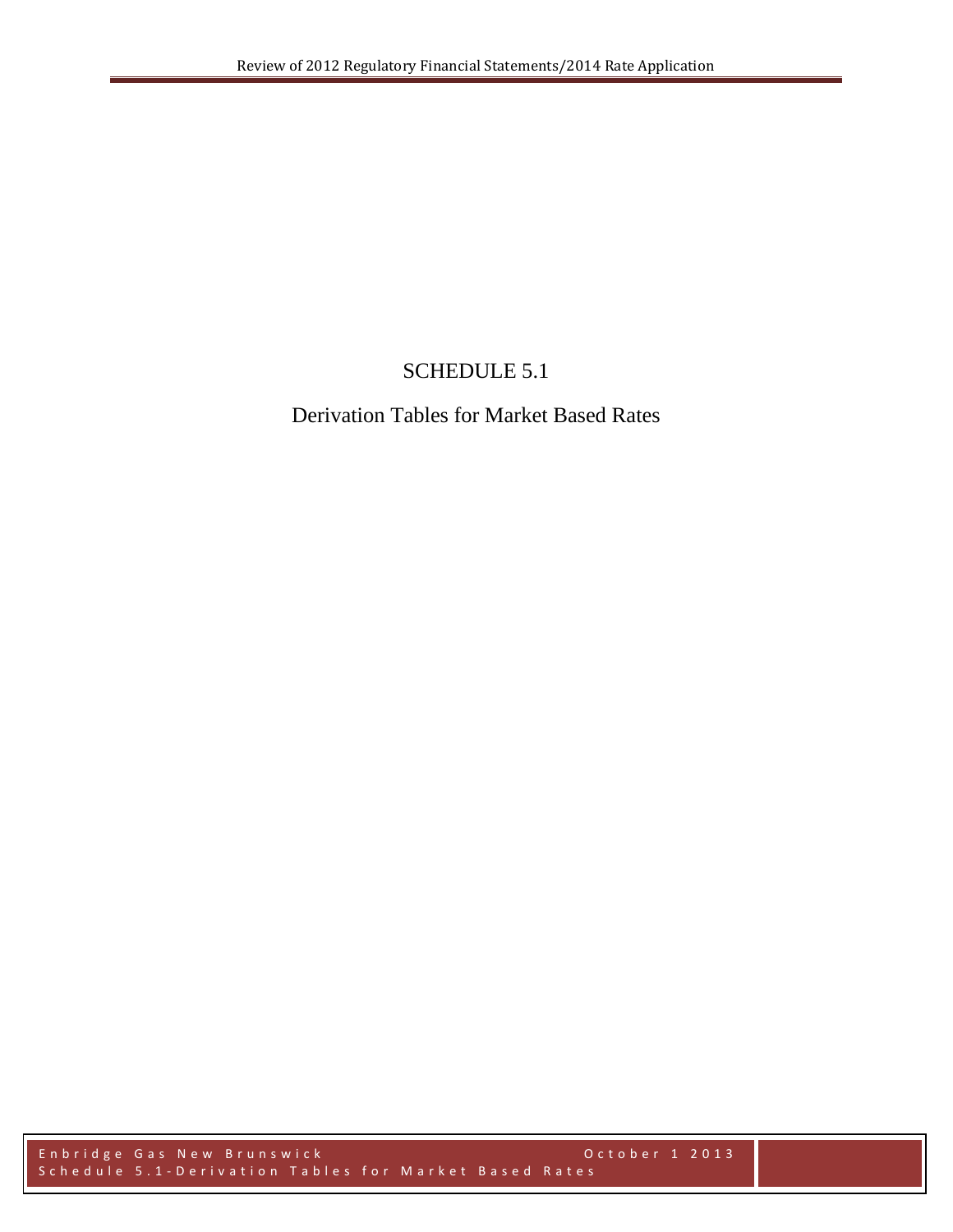# SCHEDULE 5.1

## Derivation Tables for Market Based Rates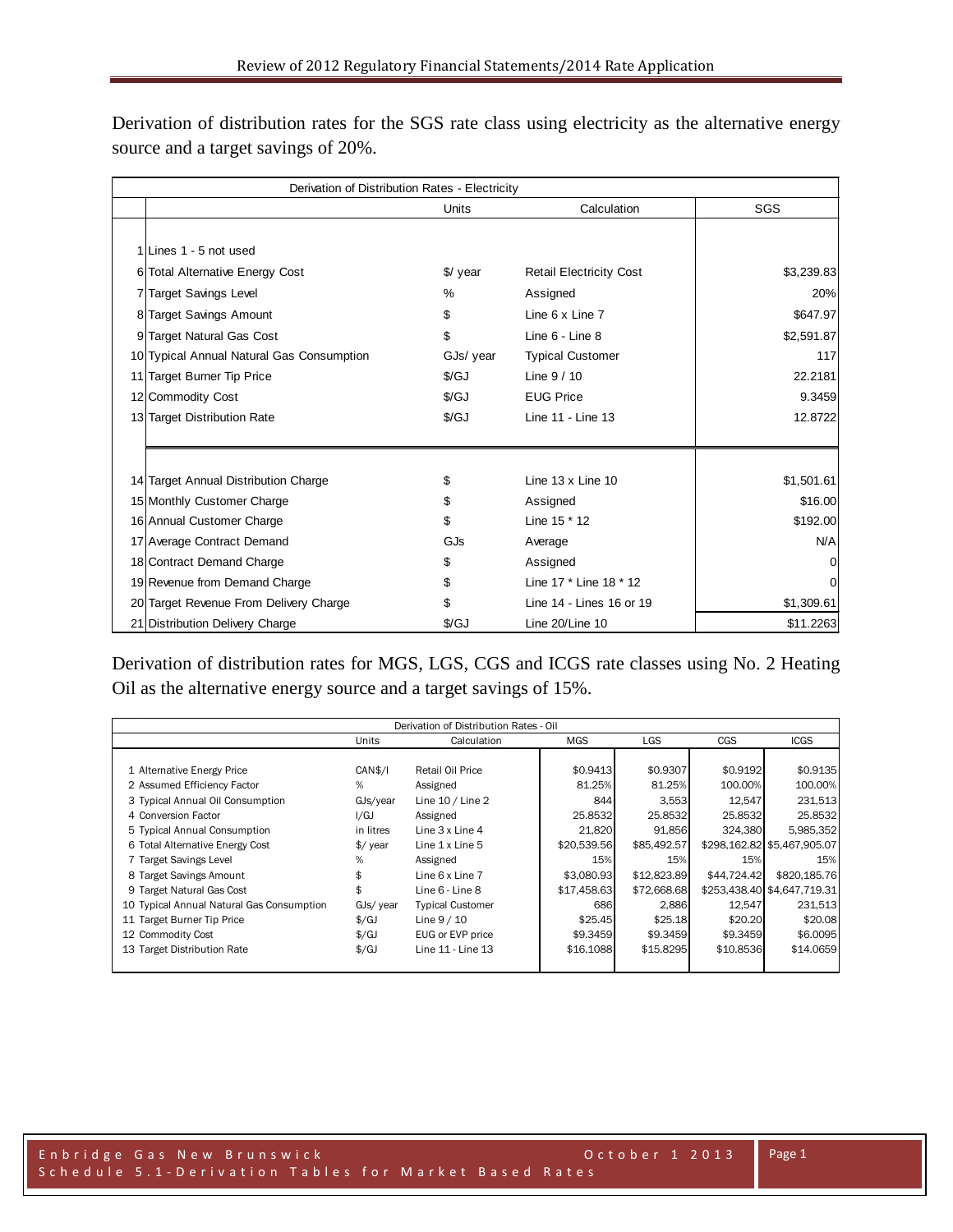Derivation of distribution rates for the SGS rate class using electricity as the alternative energy source and a target savings of 20%.

| Derivation of Distribution Rates - Electricity | | | | |
|---|---|---|---|---|
| | | Units | Calculation | SGS |
| 1 | Lines 1 - 5 not used | | | |
| 6 | Total Alternative Energy Cost | $/ year | Retail Electricity Cost | $3,239.83 |
| 7 | Target Savings Level | % | Assigned | 20% |
| 8 | Target Savings Amount | $ | Line 6 x Line 7 | $647.97 |
| 9 | Target Natural Gas Cost | $ | Line 6 - Line 8 | $2,591.87 |
| 10 | Typical Annual Natural Gas Consumption | GJs/ year | Typical Customer | 117 |
| 11 | Target Burner Tip Price | $/GJ | Line 9 / 10 | 22.2181 |
| 12 | Commodity Cost | $/GJ | EUG Price | 9.3459 |
| 13 | Target Distribution Rate | $/GJ | Line 11 - Line 13 | 12.8722 |
| 14 | Target Annual Distribution Charge | $ | Line 13 x Line 10 | $1,501.61 |
| 15 | Monthly Customer Charge | $ | Assigned | $16.00 |
| 16 | Annual Customer Charge | $ | Line 15 * 12 | $192.00 |
| 17 | Average Contract Demand | GJs | Average | N/A |
| 18 | Contract Demand Charge | $ | Assigned | 0 |
| 19 | Revenue from Demand Charge | $ | Line 17 * Line 18 * 12 | 0 |
| 20 | Target Revenue From Delivery Charge | $ | Line 14 - Lines 16 or 19 | $1,309.61 |
| 21 | Distribution Delivery Charge | $/GJ | Line 20/Line 10 | $11.2263 |

Derivation of distribution rates for MGS, LGS, CGS and ICGS rate classes using No. 2 Heating Oil as the alternative energy source and a target savings of 15%.

| Derivation of Distribution Rates - Oil | | | | | | | |
|---|---|---|---|---|---|---|---|
| | | Units | Calculation | MGS | LGS | CGS | ICGS |
| 1 | Alternative Energy Price | CAN$/l | Retail Oil Price | $0.9413 | $0.9307 | $0.9192 | $0.9135 |
| 2 | Assumed Efficiency Factor | % | Assigned | 81.25% | 81.25% | 100.00% | 100.00% |
| 3 | Typical Annual Oil Consumption | GJs/year | Line 10 / Line 2 | 844 | 3,553 | 12,547 | 231,513 |
| 4 | Conversion Factor | l/GJ | Assigned | 25.8532 | 25.8532 | 25.8532 | 25.8532 |
| 5 | Typical Annual Consumption | in litres | Line 3 x Line 4 | 21,820 | 91,856 | 324,380 | 5,985,352 |
| 6 | Total Alternative Energy Cost | $/ year | Line 1 x Line 5 | $20,539.56 | $85,492.57 | $298,162.82 | $5,467,905.07 |
| 7 | Target Savings Level | % | Assigned | 15% | 15% | 15% | 15% |
| 8 | Target Savings Amount | $ | Line 6 x Line 7 | $3,080.93 | $12,823.89 | $44,724.42 | $820,185.76 |
| 9 | Target Natural Gas Cost | $ | Line 6 - Line 8 | $17,458.63 | $72,668.68 | $253,438.40 | $4,647,719.31 |
| 10 | Typical Annual Natural Gas Consumption | GJs/ year | Typical Customer | 686 | 2,886 | 12,547 | 231,513 |
| 11 | Target Burner Tip Price | $/GJ | Line 9 / 10 | $25.45 | $25.18 | $20.20 | $20.08 |
| 12 | Commodity Cost | $/GJ | EUG or EVP price | $9.3459 | $9.3459 | $9.3459 | $6.0095 |
| 13 | Target Distribution Rate | $/GJ | Line 11 - Line 13 | $16.1088 | $15.8295 | $10.8536 | $14.0659 |